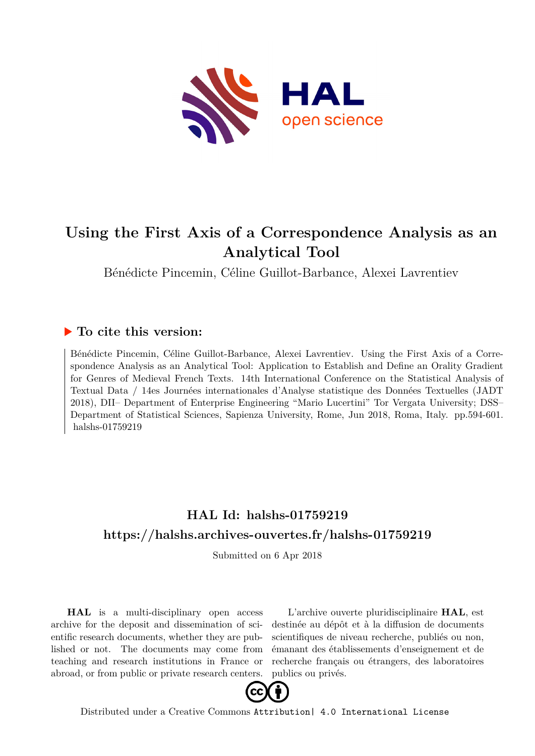# Using the First Axis of a Correspondence Analysis as an Analytical Tool

Bénédicte Pincemin, Céline Guillot-Barbance, Alexei Lavrentiev

## ▶ To cite this version:

Bénédicte Pincemin, Céline Guillot-Barbance, Alexei Lavrentiev. Using the First Axis of a Correspondence Analysis as an Analytical Tool: Application to Establish and Define an Orality Gradient for Genres of Medieval French Texts. 14th International Conference on the Statistical Analysis of Textual Data / 14es Journées internationales d'Analyse statistique des Données Textuelles (JADT 2018), DII– Department of Enterprise Engineering "Mario Lucertini" Tor Vergata University; DSS– Department of Statistical Sciences, Sapienza University, Rome, Jun 2018, Roma, Italy. pp.594-601. halshs-01759219

## HAL Id: halshs-01759219

## https://halshs.archives-ouvertes.fr/halshs-01759219

Submitted on 6 Apr 2018

**HAL** is a multi-disciplinary open access archive for the deposit and dissemination of scientific research documents, whether they are published or not. The documents may come from teaching and research institutions in France or abroad, or from public or private research centers.

L'archive ouverte pluridisciplinaire **HAL**, est destinée au dépôt et à la diffusion de documents scientifiques de niveau recherche, publiés ou non, émanant des établissements d'enseignement et de recherche français ou étrangers, des laboratoires publics ou privés.

Distributed under a Creative Commons Attribution| 4.0 International License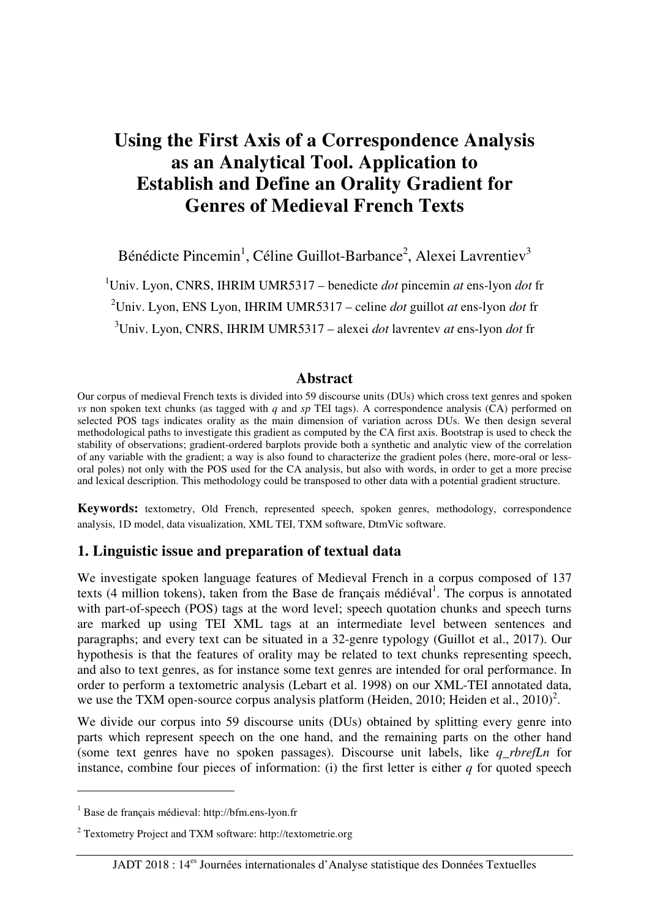# Using the First Axis of a Correspondence Analysis as an Analytical Tool. Application to Establish and Define an Orality Gradient for Genres of Medieval French Texts

Bénédicte Pincemin[1], Céline Guillot-Barbance[2], Alexei Lavrentiev[3]

[1]Univ. Lyon, CNRS, IHRIM UMR5317 – benedicte *dot* pincemin *at* ens-lyon *dot* fr

[2]Univ. Lyon, ENS Lyon, IHRIM UMR5317 – celine *dot* guillot *at* ens-lyon *dot* fr

[3]Univ. Lyon, CNRS, IHRIM UMR5317 – alexei *dot* lavrentev *at* ens-lyon *dot* fr

## Abstract

Our corpus of medieval French texts is divided into 59 discourse units (DUs) which cross text genres and spoken *vs* non spoken text chunks (as tagged with *q* and *sp* TEI tags). A correspondence analysis (CA) performed on selected POS tags indicates orality as the main dimension of variation across DUs. We then design several methodological paths to investigate this gradient as computed by the CA first axis. Bootstrap is used to check the stability of observations; gradient-ordered barplots provide both a synthetic and analytic view of the correlation of any variable with the gradient; a way is also found to characterize the gradient poles (here, more-oral or less-oral poles) not only with the POS used for the CA analysis, but also with words, in order to get a more precise and lexical description. This methodology could be transposed to other data with a potential gradient structure.

**Keywords:** textometry, Old French, represented speech, spoken genres, methodology, correspondence analysis, 1D model, data visualization, XML TEI, TXM software, DtmVic software.

## 1. Linguistic issue and preparation of textual data

We investigate spoken language features of Medieval French in a corpus composed of 137 texts (4 million tokens), taken from the Base de français médiéval[1]. The corpus is annotated with part-of-speech (POS) tags at the word level; speech quotation chunks and speech turns are marked up using TEI XML tags at an intermediate level between sentences and paragraphs; and every text can be situated in a 32-genre typology (Guillot et al., 2017). Our hypothesis is that the features of orality may be related to text chunks representing speech, and also to text genres, as for instance some text genres are intended for oral performance. In order to perform a textometric analysis (Lebart et al. 1998) on our XML-TEI annotated data, we use the TXM open-source corpus analysis platform (Heiden, 2010; Heiden et al., 2010)[2].

We divide our corpus into 59 discourse units (DUs) obtained by splitting every genre into parts which represent speech on the one hand, and the remaining parts on the other hand (some text genres have no spoken passages). Discourse unit labels, like *q_rbrefLn* for instance, combine four pieces of information: (i) the first letter is either *q* for quoted speech

[1] Base de français médieval: http://bfm.ens-lyon.fr

[2] Textometry Project and TXM software: http://textometrie.org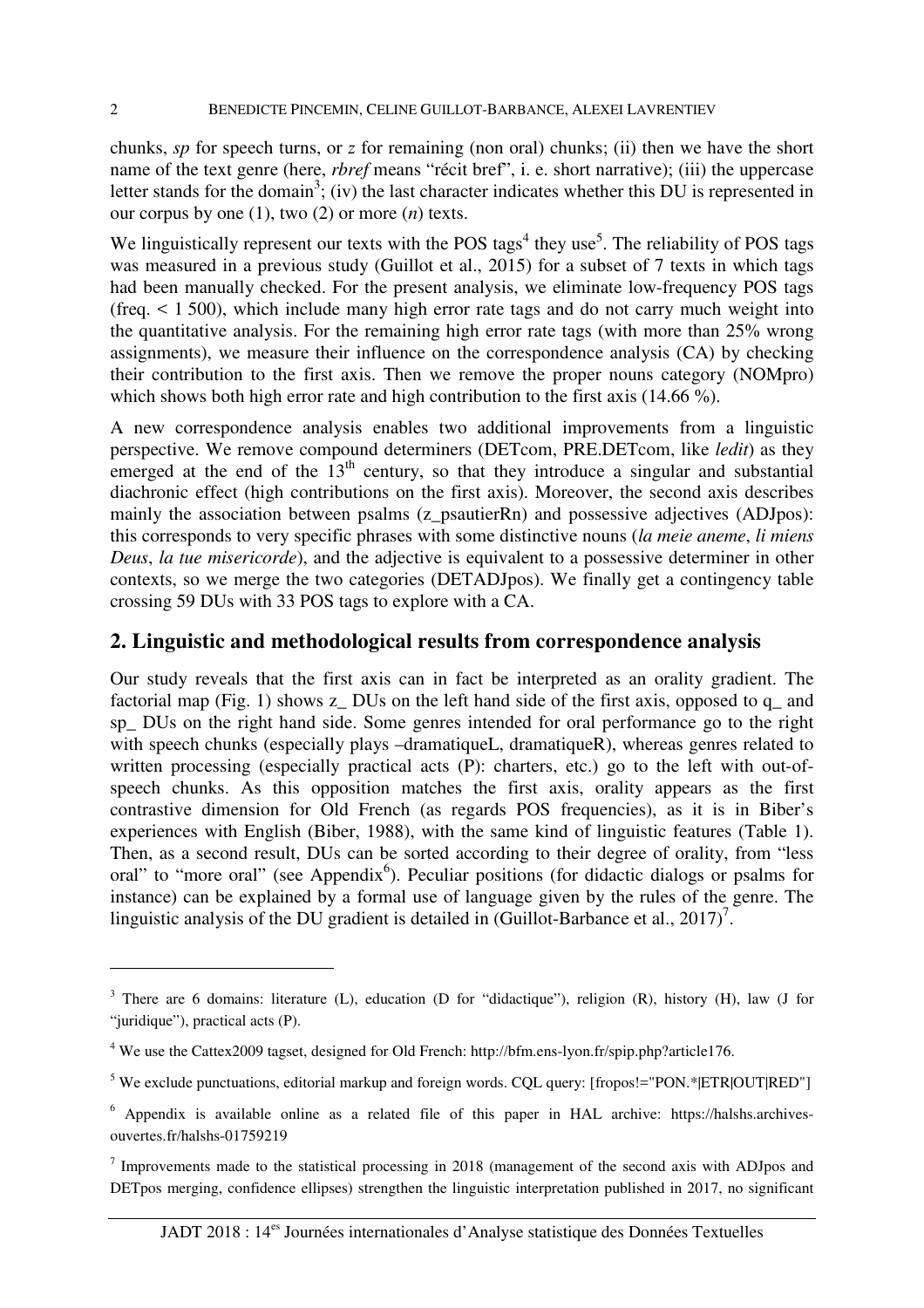chunks, *sp* for speech turns, or *z* for remaining (non oral) chunks; (ii) then we have the short name of the text genre (here, *rbref* means "récit bref", i. e. short narrative); (iii) the uppercase letter stands for the domain[3]; (iv) the last character indicates whether this DU is represented in our corpus by one (1), two (2) or more (*n*) texts.

We linguistically represent our texts with the POS tags[4] they use[5]. The reliability of POS tags was measured in a previous study (Guillot et al., 2015) for a subset of 7 texts in which tags had been manually checked. For the present analysis, we eliminate low-frequency POS tags (freq. < 1 500), which include many high error rate tags and do not carry much weight into the quantitative analysis. For the remaining high error rate tags (with more than 25% wrong assignments), we measure their influence on the correspondence analysis (CA) by checking their contribution to the first axis. Then we remove the proper nouns category (NOMpro) which shows both high error rate and high contribution to the first axis (14.66 %).

A new correspondence analysis enables two additional improvements from a linguistic perspective. We remove compound determiners (DETcom, PRE.DETcom, like *ledit*) as they emerged at the end of the 13th century, so that they introduce a singular and substantial diachronic effect (high contributions on the first axis). Moreover, the second axis describes mainly the association between psalms (z_psautierRn) and possessive adjectives (ADJpos): this corresponds to very specific phrases with some distinctive nouns (*la meie aneme*, *li miens Deus*, *la tue misericorde*), and the adjective is equivalent to a possessive determiner in other contexts, so we merge the two categories (DETADJpos). We finally get a contingency table crossing 59 DUs with 33 POS tags to explore with a CA.

## 2. Linguistic and methodological results from correspondence analysis

Our study reveals that the first axis can in fact be interpreted as an orality gradient. The factorial map (Fig. 1) shows z_ DUs on the left hand side of the first axis, opposed to q_ and sp_ DUs on the right hand side. Some genres intended for oral performance go to the right with speech chunks (especially plays –dramatiqueL, dramatiqueR), whereas genres related to written processing (especially practical acts (P): charters, etc.) go to the left with out-of-speech chunks. As this opposition matches the first axis, orality appears as the first contrastive dimension for Old French (as regards POS frequencies), as it is in Biber's experiences with English (Biber, 1988), with the same kind of linguistic features (Table 1). Then, as a second result, DUs can be sorted according to their degree of orality, from "less oral" to "more oral" (see Appendix[6]). Peculiar positions (for didactic dialogs or psalms for instance) can be explained by a formal use of language given by the rules of the genre. The linguistic analysis of the DU gradient is detailed in (Guillot-Barbance et al., 2017)[7].

---

[3] There are 6 domains: literature (L), education (D for "didactique"), religion (R), history (H), law (J for "juridique"), practical acts (P).

[4] We use the Cattex2009 tagset, designed for Old French: http://bfm.ens-lyon.fr/spip.php?article176.

[5] We exclude punctuations, editorial markup and foreign words. CQL query: [fropos!="PON.*|ETR|OUT|RED"]

[6] Appendix is available online as a related file of this paper in HAL archive: https://halshs.archives-ouvertes.fr/halshs-01759219

[7] Improvements made to the statistical processing in 2018 (management of the second axis with ADJpos and DETpos merging, confidence ellipses) strengthen the linguistic interpretation published in 2017, no significant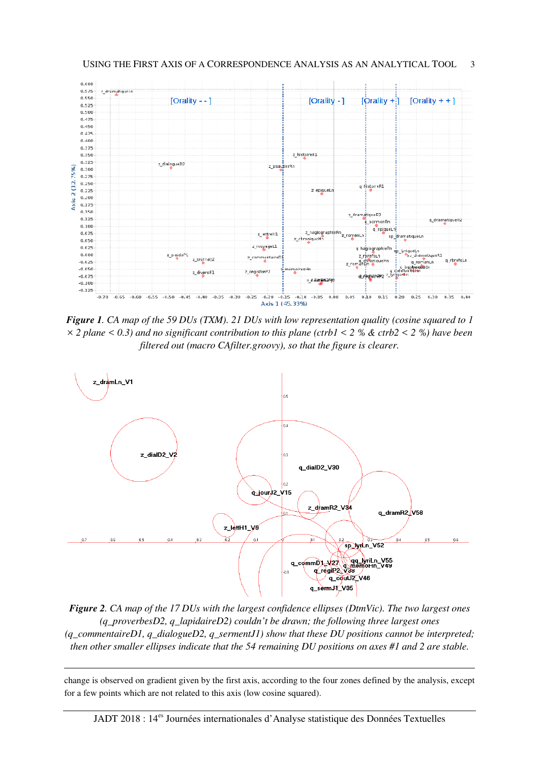*Figure 1. CA map of the 59 DUs (TXM). 21 DUs with low representation quality (cosine squared to 1 × 2 plane < 0.3) and no significant contribution to this plane (ctrb1 < 2 % & ctrb2 < 2 %) have been filtered out (macro CAfilter.groovy), so that the figure is clearer.*

*Figure 2. CA map of the 17 DUs with the largest confidence ellipses (DtmVic). The two largest ones (q_proverbesD2, q_lapidaireD2) couldn't be drawn; the following three largest ones (q_commentaireD1, q_dialogueD2, q_sermentJ1) show that these DU positions cannot be interpreted; then other smaller ellipses indicate that the 54 remaining DU positions on axes #1 and 2 are stable.*

---

change is observed on gradient given by the first axis, according to the four zones defined by the analysis, except for a few points which are not related to this axis (low cosine squared).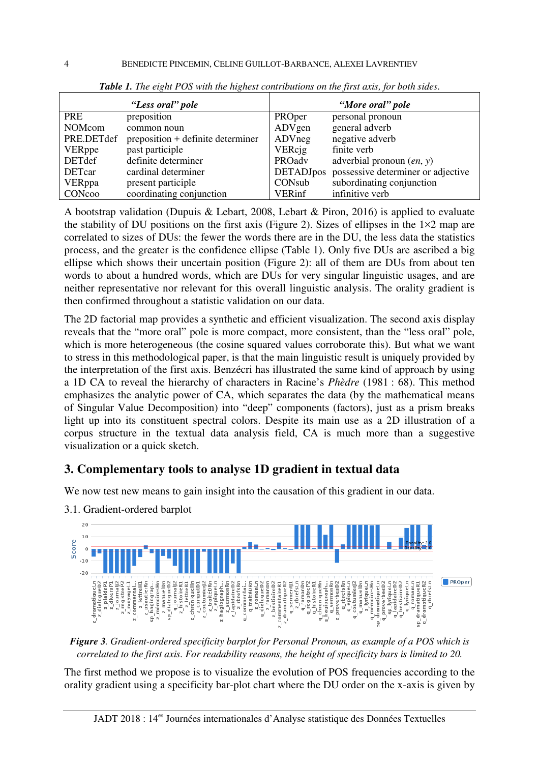***Table 1.*** *The eight POS with the highest contributions on the first axis, for both sides.*

| *"Less oral" pole* | | *"More oral" pole* | |
|---|---|---|---|
| PRE | preposition | PROper | personal pronoun |
| NOMcom | common noun | ADVgen | general adverb |
| PRE.DETdef | preposition + definite determiner | ADVneg | negative adverb |
| VERppe | past participle | VERcjg | finite verb |
| DETdef | definite determiner | PROadv | adverbial pronoun (*en*, *y*) |
| DETcar | cardinal determiner | DETADJpos | possessive determiner or adjective |
| VERppa | present participle | CONsub | subordinating conjunction |
| CONcoo | coordinating conjunction | VERinf | infinitive verb |

A bootstrap validation (Dupuis & Lebart, 2008, Lebart & Piron, 2016) is applied to evaluate the stability of DU positions on the first axis (Figure 2). Sizes of ellipses in the 1×2 map are correlated to sizes of DUs: the fewer the words there are in the DU, the less data the statistics process, and the greater is the confidence ellipse (Table 1). Only five DUs are ascribed a big ellipse which shows their uncertain position (Figure 2): all of them are DUs from about ten words to about a hundred words, which are DUs for very singular linguistic usages, and are neither representative nor relevant for this overall linguistic analysis. The orality gradient is then confirmed throughout a statistic validation on our data.

The 2D factorial map provides a synthetic and efficient visualization. The second axis display reveals that the "more oral" pole is more compact, more consistent, than the "less oral" pole, which is more heterogeneous (the cosine squared values corroborate this). But what we want to stress in this methodological paper, is that the main linguistic result is uniquely provided by the interpretation of the first axis. Benzécri has illustrated the same kind of approach by using a 1D CA to reveal the hierarchy of characters in Racine's *Phèdre* (1981 : 68). This method emphasizes the analytic power of CA, which separates the data (by the mathematical means of Singular Value Decomposition) into "deep" components (factors), just as a prism breaks light up into its constituent spectral colors. Despite its main use as a 2D illustration of a corpus structure in the textual data analysis field, CA is much more than a suggestive visualization or a quick sketch.

## 3. Complementary tools to analyse 1D gradient in textual data

We now test new means to gain insight into the causation of this gradient in our data.

### 3.1. Gradient-ordered barplot

***Figure 3.*** *Gradient-ordered specificity barplot for Personal Pronoun, as example of a POS which is correlated to the first axis. For readability reasons, the height of specificity bars is limited to 20.*

The first method we propose is to visualize the evolution of POS frequencies according to the orality gradient using a specificity bar-plot chart where the DU order on the x-axis is given by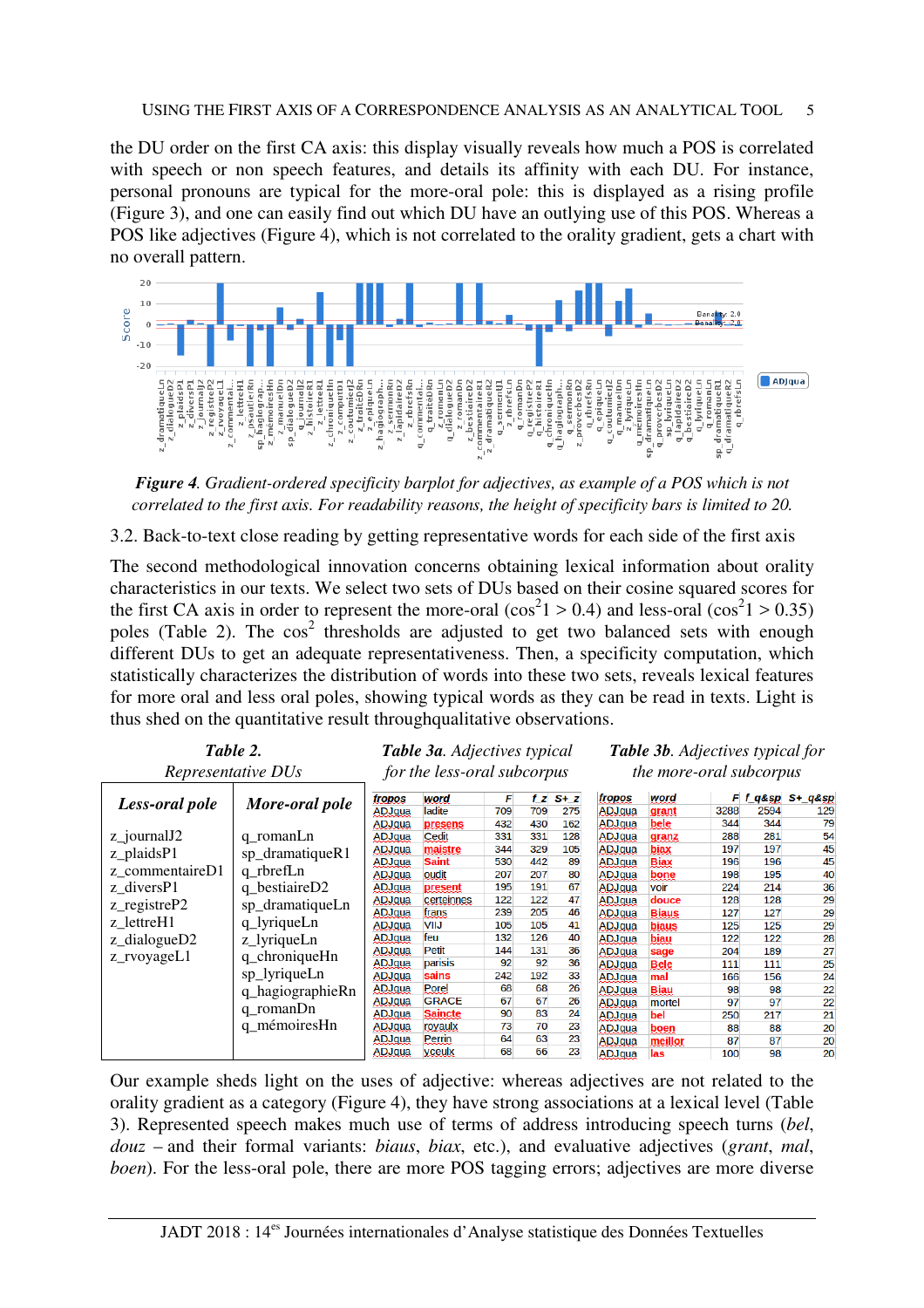the DU order on the first CA axis: this display visually reveals how much a POS is correlated with speech or non speech features, and details its affinity with each DU. For instance, personal pronouns are typical for the more-oral pole: this is displayed as a rising profile (Figure 3), and one can easily find out which DU have an outlying use of this POS. Whereas a POS like adjectives (Figure 4), which is not correlated to the orality gradient, gets a chart with no overall pattern.

***Figure 4**. Gradient-ordered specificity barplot for adjectives, as example of a POS which is not correlated to the first axis. For readability reasons, the height of specificity bars is limited to 20.*

3.2. Back-to-text close reading by getting representative words for each side of the first axis

The second methodological innovation concerns obtaining lexical information about orality characteristics in our texts. We select two sets of DUs based on their cosine squared scores for the first CA axis in order to represent the more-oral ($\cos^2 1 > 0.4$) and less-oral ($\cos^2 1 > 0.35$) poles (Table 2). The $\cos^2$ thresholds are adjusted to get two balanced sets with enough different DUs to get an adequate representativeness. Then, a specificity computation, which statistically characterizes the distribution of words into these two sets, reveals lexical features for more oral and less oral poles, showing typical words as they can be read in texts. Light is thus shed on the quantitative result throughqualitative observations.

***Table 2.** Representative DUs*

| Less-oral pole | More-oral pole |
|---|---|
| z_journalJ2 | q_romanLn |
| z_plaidsP1 | sp_dramatiqueR1 |
| z_commentaireD1 | q_rbrefLn |
| z_diversP1 | q_bestiaireD2 |
| z_registreP2 | sp_dramatiqueLn |
| z_lettreH1 | q_lyriqueLn |
| z_dialogueD2 | z_lyriqueLn |
| z_rvoyageL1 | q_chroniqueHn |
| | sp_lyriqueLn |
| | q_hagiographieRn |
| | q_romanDn |
| | q_mémoiresHn |

***Table 3a**. Adjectives typical for the less-oral subcorpus*

| fropos | word | F | f_z | S+_z |
|---|---|---|---|---|
| ADJqua | ladite | 709 | 709 | 275 |
| ADJqua | presens | 432 | 430 | 162 |
| ADJqua | Cedit | 331 | 331 | 128 |
| ADJqua | maistre | 344 | 329 | 105 |
| ADJqua | Saint | 530 | 442 | 89 |
| ADJqua | oudit | 207 | 207 | 80 |
| ADJqua | present | 195 | 191 | 67 |
| ADJqua | certeinnes | 122 | 122 | 47 |
| ADJqua | frans | 239 | 205 | 46 |
| ADJqua | VIIJ | 105 | 105 | 41 |
| ADJqua | feu | 132 | 126 | 40 |
| ADJqua | Petit | 144 | 131 | 36 |
| ADJqua | parisis | 92 | 92 | 36 |
| ADJqua | sains | 242 | 192 | 33 |
| ADJqua | Porel | 68 | 68 | 26 |
| ADJqua | GRACE | 67 | 67 | 26 |
| ADJqua | Saincte | 90 | 83 | 24 |
| ADJqua | royaulx | 73 | 70 | 23 |
| ADJqua | Perrin | 64 | 63 | 23 |
| ADJqua | yceulx | 68 | 66 | 23 |

***Table 3b**. Adjectives typical for the more-oral subcorpus*

| fropos | word | F | f_q&sp | S+_q&sp |
|---|---|---|---|---|
| ADJqua | grant | 3288 | 2594 | 129 |
| ADJqua | bele | 344 | 344 | 79 |
| ADJqua | granz | 288 | 281 | 54 |
| ADJqua | biax | 197 | 197 | 45 |
| ADJqua | Biax | 196 | 196 | 45 |
| ADJqua | bone | 198 | 195 | 40 |
| ADJqua | voir | 224 | 214 | 36 |
| ADJqua | douce | 128 | 128 | 29 |
| ADJqua | Biaus | 127 | 127 | 29 |
| ADJqua | biaus | 125 | 125 | 29 |
| ADJqua | biau | 122 | 122 | 28 |
| ADJqua | sage | 204 | 189 | 27 |
| ADJqua | Bele | 111 | 111 | 25 |
| ADJqua | mal | 166 | 156 | 24 |
| ADJqua | Biau | 98 | 98 | 22 |
| ADJqua | mortel | 97 | 97 | 22 |
| ADJqua | bel | 250 | 217 | 21 |
| ADJqua | boen | 88 | 88 | 20 |
| ADJqua | meillor | 87 | 87 | 20 |
| ADJqua | las | 100 | 98 | 20 |

Our example sheds light on the uses of adjective: whereas adjectives are not related to the orality gradient as a category (Figure 4), they have strong associations at a lexical level (Table 3). Represented speech makes much use of terms of address introducing speech turns (*bel*, *douz* – and their formal variants: *biaus*, *biax*, etc.), and evaluative adjectives (*grant*, *mal*, *boen*). For the less-oral pole, there are more POS tagging errors; adjectives are more diverse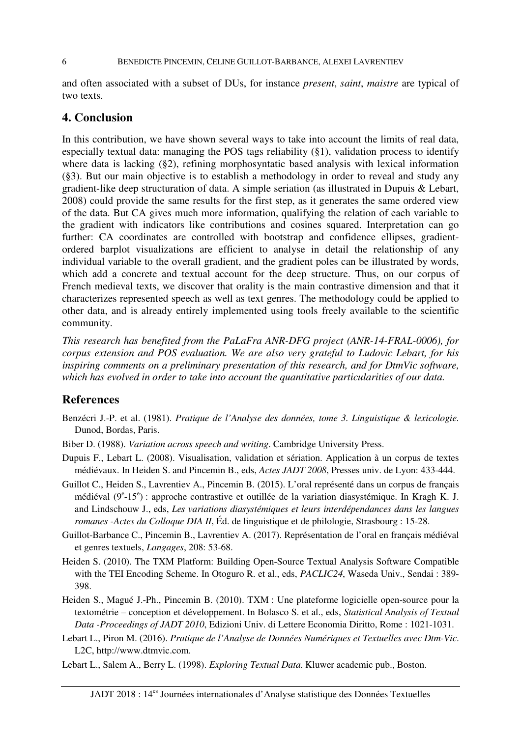and often associated with a subset of DUs, for instance *present*, *saint*, *maistre* are typical of two texts.

## 4. Conclusion

In this contribution, we have shown several ways to take into account the limits of real data, especially textual data: managing the POS tags reliability (§1), validation process to identify where data is lacking (§2), refining morphosyntatic based analysis with lexical information (§3). But our main objective is to establish a methodology in order to reveal and study any gradient-like deep structuration of data. A simple seriation (as illustrated in Dupuis & Lebart, 2008) could provide the same results for the first step, as it generates the same ordered view of the data. But CA gives much more information, qualifying the relation of each variable to the gradient with indicators like contributions and cosines squared. Interpretation can go further: CA coordinates are controlled with bootstrap and confidence ellipses, gradient-ordered barplot visualizations are efficient to analyse in detail the relationship of any individual variable to the overall gradient, and the gradient poles can be illustrated by words, which add a concrete and textual account for the deep structure. Thus, on our corpus of French medieval texts, we discover that orality is the main contrastive dimension and that it characterizes represented speech as well as text genres. The methodology could be applied to other data, and is already entirely implemented using tools freely available to the scientific community.

*This research has benefited from the PaLaFra ANR-DFG project (ANR-14-FRAL-0006), for corpus extension and POS evaluation. We are also very grateful to Ludovic Lebart, for his inspiring comments on a preliminary presentation of this research, and for DtmVic software, which has evolved in order to take into account the quantitative particularities of our data.*

## References

Benzécri J.-P. et al. (1981). *Pratique de l'Analyse des données, tome 3. Linguistique & lexicologie.* Dunod, Bordas, Paris.

Biber D. (1988). *Variation across speech and writing*. Cambridge University Press.

Dupuis F., Lebart L. (2008). Visualisation, validation et sériation. Application à un corpus de textes médiévaux. In Heiden S. and Pincemin B., eds, *Actes JADT 2008*, Presses univ. de Lyon: 433-444.

Guillot C., Heiden S., Lavrentiev A., Pincemin B. (2015). L'oral représenté dans un corpus de français médiéval (9e-15e) : approche contrastive et outillée de la variation diasystémique. In Kragh K. J. and Lindschouw J., eds, *Les variations diasystémiques et leurs interdépendances dans les langues romanes -Actes du Colloque DIA II*, Éd. de linguistique et de philologie, Strasbourg : 15-28.

Guillot-Barbance C., Pincemin B., Lavrentiev A. (2017). Représentation de l'oral en français médiéval et genres textuels, *Langages*, 208: 53-68.

Heiden S. (2010). The TXM Platform: Building Open-Source Textual Analysis Software Compatible with the TEI Encoding Scheme. In Otoguro R. et al., eds, *PACLIC24*, Waseda Univ., Sendai : 389-398.

Heiden S., Magué J.-Ph., Pincemin B. (2010). TXM : Une plateforme logicielle open-source pour la textométrie – conception et développement. In Bolasco S. et al., eds, *Statistical Analysis of Textual Data -Proceedings of JADT 2010*, Edizioni Univ. di Lettere Economia Diritto, Rome : 1021-1031.

Lebart L., Piron M. (2016). *Pratique de l'Analyse de Données Numériques et Textuelles avec Dtm-Vic*. L2C, http://www.dtmvic.com.

Lebart L., Salem A., Berry L. (1998). *Exploring Textual Data.* Kluwer academic pub., Boston.